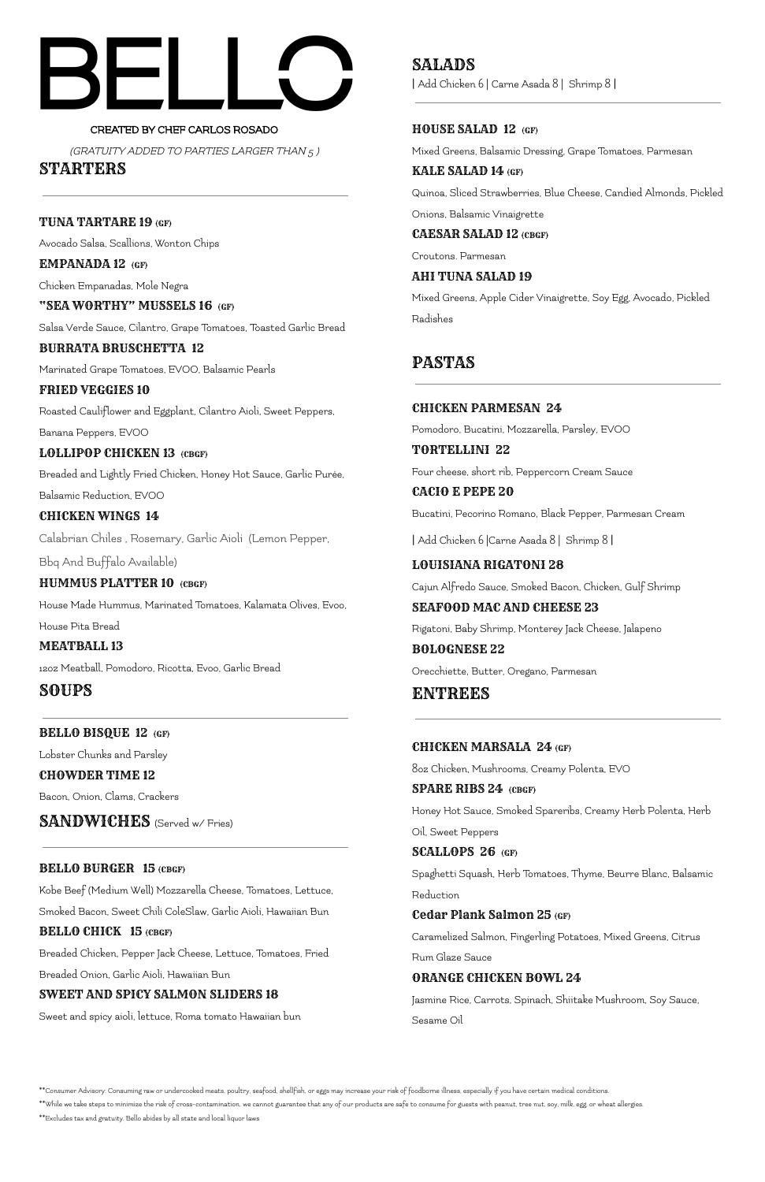# BELLO

CREATED BY CHEF CARLOS ROSADO

*(GRATUITY ADDED TO PARTIES LARGER THAN 5 )*

## STARTERS

**TUNA TARTARE 19 (GF)**

Avocado Salsa, Scallions, Wonton Chips

**EMPANADA 12 (GF)**

Chicken Empanadas, Mole Negra

**"SEA WORTHY" MUSSELS 16 (GF)**

Salsa Verde Sauce, Cilantro, Grape Tomatoes, Toasted Garlic Bread

**BURRATA BRUSCHETTA 12**

Marinated Grape Tomatoes, EVOO, Balsamic Pearls

**FRIED VEGGIES 10**

Roasted Cauliflower and Eggplant, Cilantro Aioli, Sweet Peppers, Banana Peppers, EVOO

**LOLLIPOP CHICKEN 13 (CBGF)**

Breaded and Lightly Fried Chicken, Honey Hot Sauce, Garlic Purée, Balsamic Reduction, EVOO

**CHICKEN WINGS 14**

Calabrian Chiles , Rosemary, Garlic Aioli (Lemon Pepper, Bbq And Buffalo Available)

**HUMMUS PLATTER 10 (CBGF)**

House Made Hummus, Marinated Tomatoes, Kalamata Olives, Evoo, House Pita Bread

**MEATBALL 13**

12oz Meatball, Pomodoro, Ricotta, Evoo, Garlic Bread

## SOUPS

**BELLO BISQUE 12 (GF)**

Lobster Chunks and Parsley

**CHOWDER TIME 12**

Bacon, Onion, Clams, Crackers

## SANDWICHES (Served w/ Fries)

**BELLO BURGER 15 (CBGF)**

Kobe Beef (Medium Well) Mozzarella Cheese, Tomatoes, Lettuce, Smoked Bacon, Sweet Chili ColeSlaw, Garlic Aioli, Hawaiian Bun

**BELLO CHICK 15 (CBGF)**

Breaded Chicken, Pepper Jack Cheese, Lettuce, Tomatoes, Fried Breaded Onion, Garlic Aioli, Hawaiian Bun

**SWEET AND SPICY SALMON SLIDERS 18**

Sweet and spicy aioli, lettuce, Roma tomato Hawaiian bun

## SALADS

| Add Chicken 6 | Carne Asada 8 | Shrimp 8 |

**HOUSE SALAD 12 (GF)**

Mixed Greens, Balsamic Dressing, Grape Tomatoes, Parmesan

**KALE SALAD 14 (GF)**

Quinoa, Sliced Strawberries, Blue Cheese, Candied Almonds, Pickled Onions, Balsamic Vinaigrette

**CAESAR SALAD 12 (CBGF)**

Croutons. Parmesan

**AHI TUNA SALAD 19**

Mixed Greens, Apple Cider Vinaigrette, Soy Egg, Avocado, Pickled Radishes

## PASTAS

**CHICKEN PARMESAN 24**

Pomodoro, Bucatini, Mozzarella, Parsley, EVOO

**TORTELLINI 22**

Four cheese, short rib, Peppercorn Cream Sauce

**CACIO E PEPE 20**

Bucatini, Pecorino Romano, Black Pepper, Parmesan Cream

| Add Chicken 6 |Carne Asada 8 | Shrimp 8 |

**LOUISIANA RIGATONI 28**

Cajun Alfredo Sauce, Smoked Bacon, Chicken, Gulf Shrimp

**SEAFOOD MAC AND CHEESE 23**

Rigatoni, Baby Shrimp, Monterey Jack Cheese, Jalapeno

**BOLOGNESE 22**

Orecchiette, Butter, Oregano, Parmesan

## ENTREES

**CHICKEN MARSALA 24 (GF)**

8oz Chicken, Mushrooms, Creamy Polenta, EVO

**SPARE RIBS 24 (CBGF)**

Honey Hot Sauce, Smoked Spareribs, Creamy Herb Polenta, Herb Oil, Sweet Peppers

**SCALLOPS 26 (GF)**

Spaghetti Squash, Herb Tomatoes, Thyme, Beurre Blanc, Balsamic Reduction

**Cedar Plank Salmon 25 (GF)**

Caramelized Salmon, Fingerling Potatoes, Mixed Greens, Citrus Rum Glaze Sauce

**ORANGE CHICKEN BOWL 24**

Jasmine Rice, Carrots, Spinach, Shiitake Mushroom, Soy Sauce, Sesame Oil

**Consumer Advisory: Consuming raw or undercooked meats, poultry, seafood, shellfish, or eggs may increase your risk of foodborne illness, especially if you have certain medical conditions.

**While we take steps to minimize the risk of cross-contamination, we cannot guarantee that any of our products are safe to consume for guests with peanut, tree nut, soy, milk, egg, or wheat allergies.

**Excludes tax and gratuity. Bello abides by all state and local liquor laws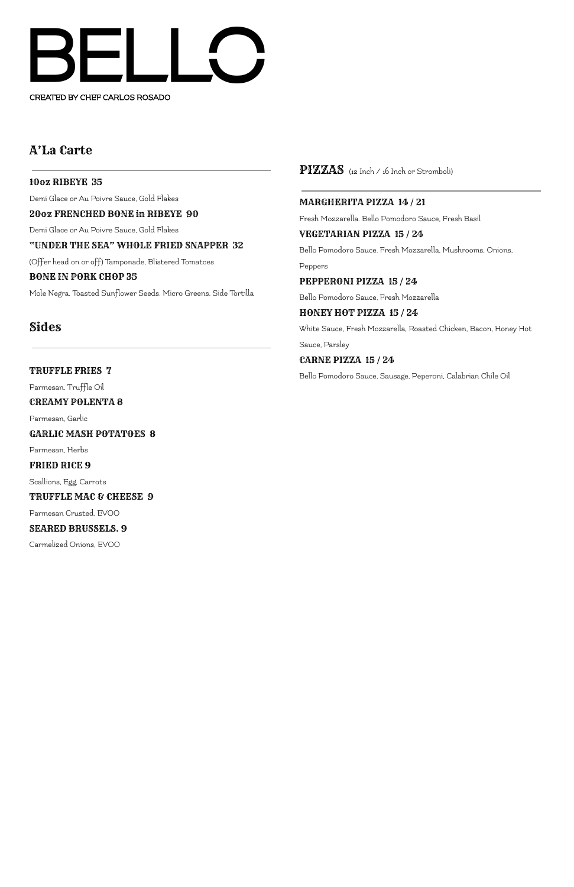# BELLO

CREATED BY CHEF CARLOS ROSADO

## A'La Carte

**10oz RIBEYE 35**

Demi Glace or Au Poivre Sauce, Gold Flakes

**20oz FRENCHED BONE in RIBEYE 90**

Demi Glace or Au Poivre Sauce, Gold Flakes

**"UNDER THE SEA" WHOLE FRIED SNAPPER 32**

(Offer head on or off) Tamponade, Blistered Tomatoes

**BONE IN PORK CHOP 35**

Mole Negra, Toasted Sunflower Seeds. Micro Greens, Side Tortilla

## Sides

**TRUFFLE FRIES 7**

Parmesan, Truffle Oil

**CREAMY POLENTA 8**

Parmesan, Garlic

**GARLIC MASH POTATOES 8**

Parmesan, Herbs

**FRIED RICE 9**

Scallions, Egg, Carrots

**TRUFFLE MAC & CHEESE 9**

Parmesan Crusted, EVOO

**SEARED BRUSSELS. 9**

Carmelized Onions, EVOO

## PIZZAS (12 Inch / 16 Inch or Stromboli)

**MARGHERITA PIZZA 14 / 21**

Fresh Mozzarella. Bello Pomodoro Sauce, Fresh Basil

**VEGETARIAN PIZZA 15 / 24**

Bello Pomodoro Sauce. Fresh Mozzarella, Mushrooms, Onions, Peppers

**PEPPERONI PIZZA 15 / 24**

Bello Pomodoro Sauce, Fresh Mozzarella

**HONEY HOT PIZZA 15 / 24**

White Sauce, Fresh Mozzarella, Roasted Chicken, Bacon, Honey Hot Sauce, Parsley

**CARNE PIZZA 15 / 24**

Bello Pomodoro Sauce, Sausage, Peperoni, Calabrian Chile Oil